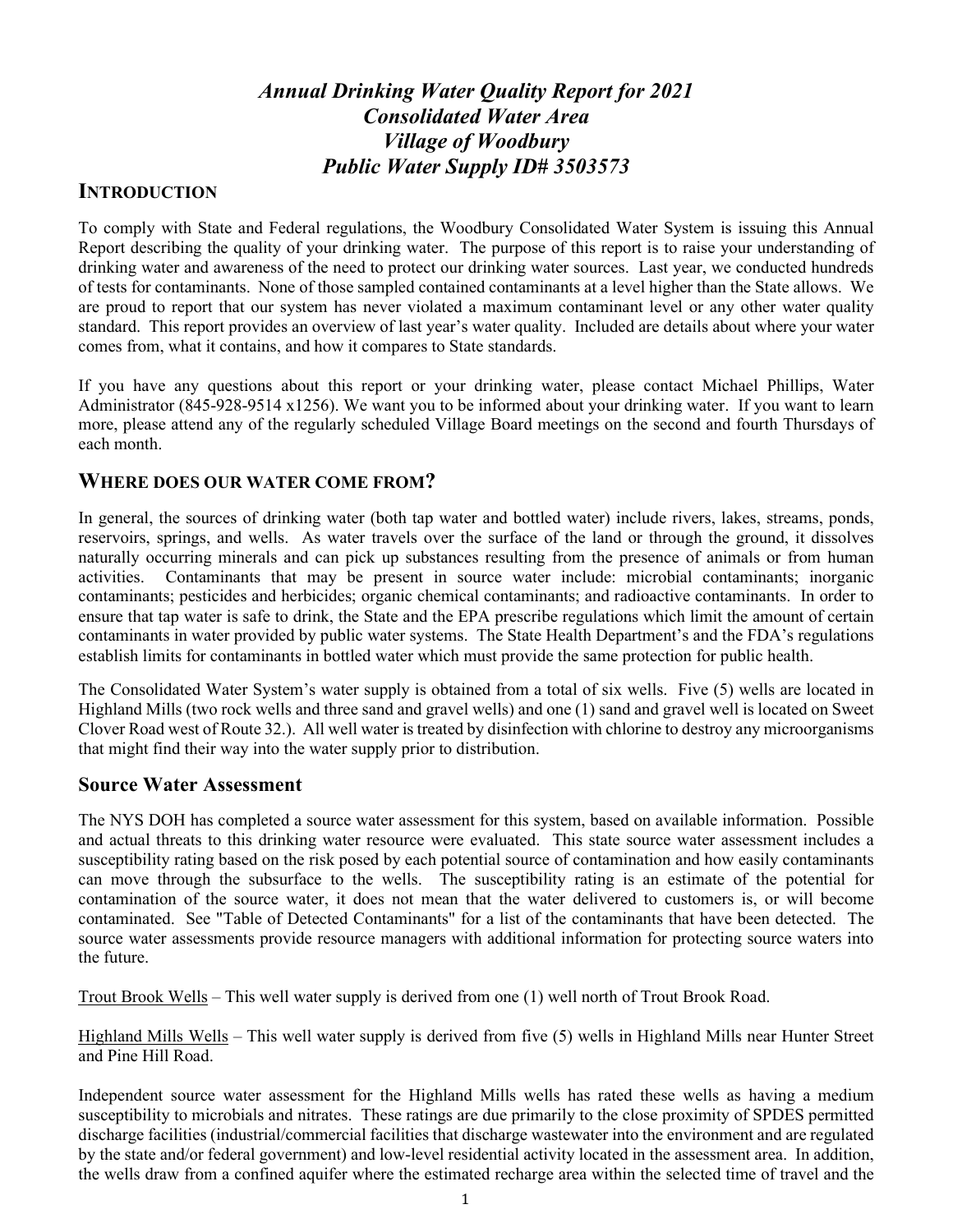# *Annual Drinking Water Quality Report for 2021*
# *Consolidated Water Area*
# *Village of Woodbury*
# *Public Water Supply ID# 3503573*

## INTRODUCTION

To comply with State and Federal regulations, the Woodbury Consolidated Water System is issuing this Annual Report describing the quality of your drinking water. The purpose of this report is to raise your understanding of drinking water and awareness of the need to protect our drinking water sources. Last year, we conducted hundreds of tests for contaminants. None of those sampled contained contaminants at a level higher than the State allows. We are proud to report that our system has never violated a maximum contaminant level or any other water quality standard. This report provides an overview of last year's water quality. Included are details about where your water comes from, what it contains, and how it compares to State standards.

If you have any questions about this report or your drinking water, please contact Michael Phillips, Water Administrator (845-928-9514 x1256). We want you to be informed about your drinking water. If you want to learn more, please attend any of the regularly scheduled Village Board meetings on the second and fourth Thursdays of each month.

## WHERE DOES OUR WATER COME FROM?

In general, the sources of drinking water (both tap water and bottled water) include rivers, lakes, streams, ponds, reservoirs, springs, and wells. As water travels over the surface of the land or through the ground, it dissolves naturally occurring minerals and can pick up substances resulting from the presence of animals or from human activities. Contaminants that may be present in source water include: microbial contaminants; inorganic contaminants; pesticides and herbicides; organic chemical contaminants; and radioactive contaminants. In order to ensure that tap water is safe to drink, the State and the EPA prescribe regulations which limit the amount of certain contaminants in water provided by public water systems. The State Health Department's and the FDA's regulations establish limits for contaminants in bottled water which must provide the same protection for public health.

The Consolidated Water System's water supply is obtained from a total of six wells. Five (5) wells are located in Highland Mills (two rock wells and three sand and gravel wells) and one (1) sand and gravel well is located on Sweet Clover Road west of Route 32.). All well water is treated by disinfection with chlorine to destroy any microorganisms that might find their way into the water supply prior to distribution.

### Source Water Assessment

The NYS DOH has completed a source water assessment for this system, based on available information. Possible and actual threats to this drinking water resource were evaluated. This state source water assessment includes a susceptibility rating based on the risk posed by each potential source of contamination and how easily contaminants can move through the subsurface to the wells. The susceptibility rating is an estimate of the potential for contamination of the source water, it does not mean that the water delivered to customers is, or will become contaminated. See "Table of Detected Contaminants" for a list of the contaminants that have been detected. The source water assessments provide resource managers with additional information for protecting source waters into the future.

Trout Brook Wells – This well water supply is derived from one (1) well north of Trout Brook Road.

Highland Mills Wells – This well water supply is derived from five (5) wells in Highland Mills near Hunter Street and Pine Hill Road.

Independent source water assessment for the Highland Mills wells has rated these wells as having a medium susceptibility to microbials and nitrates. These ratings are due primarily to the close proximity of SPDES permitted discharge facilities (industrial/commercial facilities that discharge wastewater into the environment and are regulated by the state and/or federal government) and low-level residential activity located in the assessment area. In addition, the wells draw from a confined aquifer where the estimated recharge area within the selected time of travel and the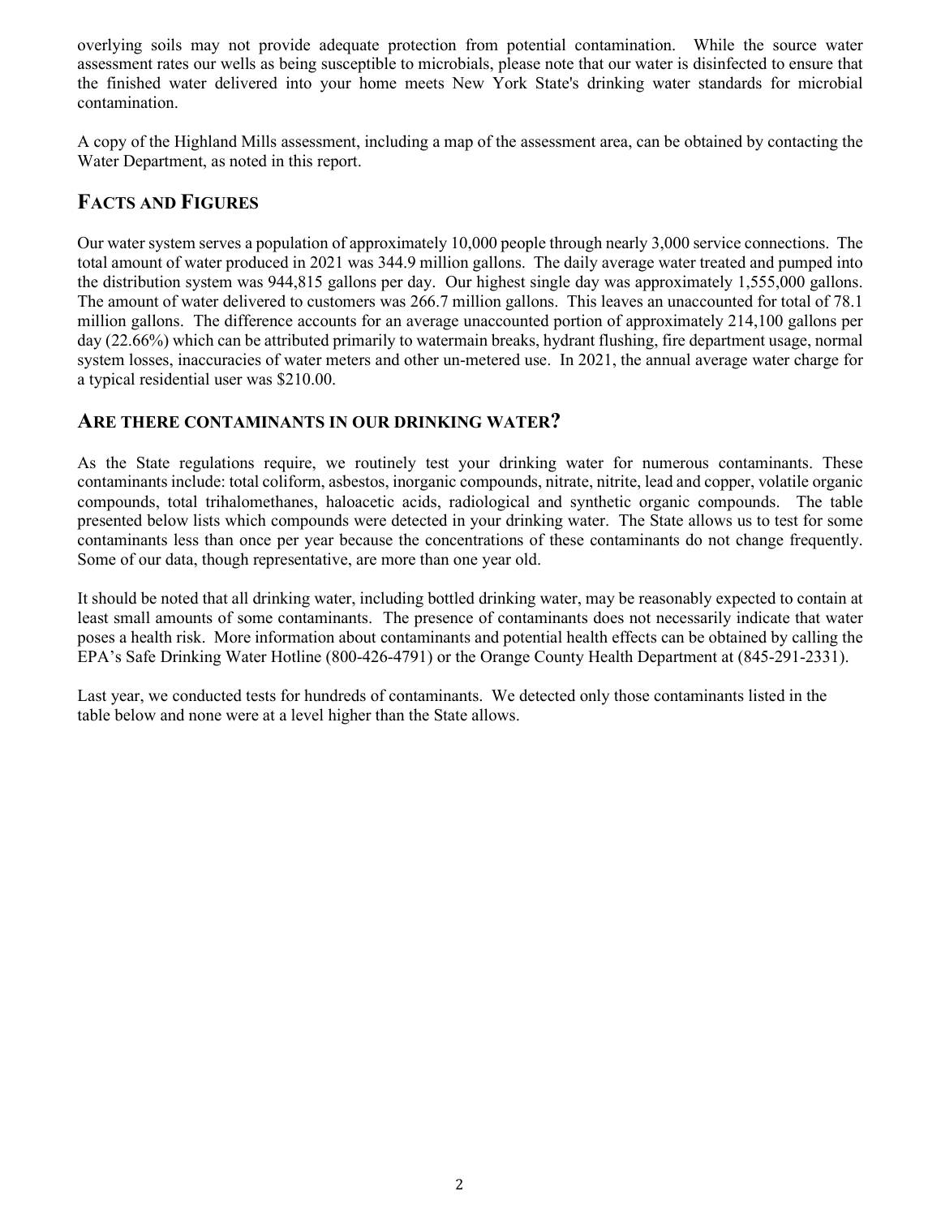overlying soils may not provide adequate protection from potential contamination. While the source water assessment rates our wells as being susceptible to microbials, please note that our water is disinfected to ensure that the finished water delivered into your home meets New York State's drinking water standards for microbial contamination.

A copy of the Highland Mills assessment, including a map of the assessment area, can be obtained by contacting the Water Department, as noted in this report.

## FACTS AND FIGURES

Our water system serves a population of approximately 10,000 people through nearly 3,000 service connections. The total amount of water produced in 2021 was 344.9 million gallons. The daily average water treated and pumped into the distribution system was 944,815 gallons per day. Our highest single day was approximately 1,555,000 gallons. The amount of water delivered to customers was 266.7 million gallons. This leaves an unaccounted for total of 78.1 million gallons. The difference accounts for an average unaccounted portion of approximately 214,100 gallons per day (22.66%) which can be attributed primarily to watermain breaks, hydrant flushing, fire department usage, normal system losses, inaccuracies of water meters and other un-metered use. In 2021, the annual average water charge for a typical residential user was $210.00.

## ARE THERE CONTAMINANTS IN OUR DRINKING WATER?

As the State regulations require, we routinely test your drinking water for numerous contaminants. These contaminants include: total coliform, asbestos, inorganic compounds, nitrate, nitrite, lead and copper, volatile organic compounds, total trihalomethanes, haloacetic acids, radiological and synthetic organic compounds. The table presented below lists which compounds were detected in your drinking water. The State allows us to test for some contaminants less than once per year because the concentrations of these contaminants do not change frequently. Some of our data, though representative, are more than one year old.

It should be noted that all drinking water, including bottled drinking water, may be reasonably expected to contain at least small amounts of some contaminants. The presence of contaminants does not necessarily indicate that water poses a health risk. More information about contaminants and potential health effects can be obtained by calling the EPA's Safe Drinking Water Hotline (800-426-4791) or the Orange County Health Department at (845-291-2331).

Last year, we conducted tests for hundreds of contaminants. We detected only those contaminants listed in the table below and none were at a level higher than the State allows.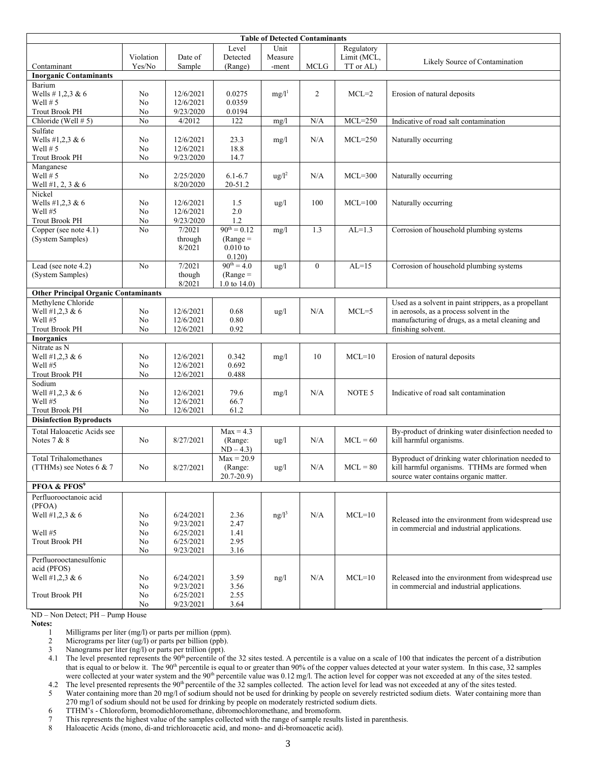| Table of Detected Contaminants | | | | | | | |
|---|---|---|---|---|---|---|---|
| Contaminant | Violation Yes/No | Date of Sample | Level Detected (Range) | Unit Measure -ment | MCLG | Regulatory Limit (MCL, TT or AL) | Likely Source of Contamination |
| **Inorganic Contaminants** | | | | | | | |
| Barium<br>Wells # 1,2,3 & 6<br>Well # 5<br>Trout Brook PH | <br>No<br>No<br>No | <br>12/6/2021<br>12/6/2021<br>9/23/2020 | <br>0.0275<br>0.0359<br>0.0194 | mg/l[1] | 2 | MCL=2 | Erosion of natural deposits |
| Chloride (Well # 5) | No | 4/2012 | 122 | mg/l | N/A | MCL=250 | Indicative of road salt contamination |
| Sulfate<br>Wells #1,2,3 & 6<br>Well # 5<br>Trout Brook PH | <br>No<br>No<br>No | <br>12/6/2021<br>12/6/2021<br>9/23/2020 | <br>23.3<br>18.8<br>14.7 | mg/l | N/A | MCL=250 | Naturally occurring |
| Manganese<br>Well # 5<br>Well #1, 2, 3 & 6 | <br>No | <br>2/25/2020<br>8/20/2020 | <br>6.1-6.7<br>20-51.2 | ug/l[2] | N/A | MCL=300 | Naturally occurring |
| Nickel<br>Wells #1,2,3 & 6<br>Well #5<br>Trout Brook PH | <br>No<br>No<br>No | <br>12/6/2021<br>12/6/2021<br>9/23/2020 | <br>1.5<br>2.0<br>1.2 | ug/l | 100 | MCL=100 | Naturally occurring |
| Copper (see note 4.1)<br>(System Samples) | No | 7/2021 through 8/2021 | $90^{th}$ = 0.12 (Range = 0.010 to 0.120) | mg/l | 1.3 | AL=1.3 | Corrosion of household plumbing systems |
| Lead (see note 4.2)<br>(System Samples) | No | 7/2021 though 8/2021 | $90^{th}$ = 4.0 (Range = 1.0 to 14.0) | ug/l | 0 | AL=15 | Corrosion of household plumbing systems |
| **Other Principal Organic Contaminants** | | | | | | | |
| Methylene Chloride<br>Well #1,2,3 & 6<br>Well #5<br>Trout Brook PH | <br>No<br>No<br>No | <br>12/6/2021<br>12/6/2021<br>12/6/2021 | <br>0.68<br>0.80<br>0.92 | ug/l | N/A | MCL=5 | Used as a solvent in paint strippers, as a propellant in aerosols, as a process solvent in the manufacturing of drugs, as a metal cleaning and finishing solvent. |
| **Inorganics** | | | | | | | |
| Nitrate as N<br>Well #1,2,3 & 6<br>Well #5<br>Trout Brook PH | <br>No<br>No<br>No | <br>12/6/2021<br>12/6/2021<br>12/6/2021 | <br>0.342<br>0.692<br>0.488 | mg/l | 10 | MCL=10 | Erosion of natural deposits |
| Sodium<br>Well #1,2,3 & 6<br>Well #5<br>Trout Brook PH | <br>No<br>No<br>No | <br>12/6/2021<br>12/6/2021<br>12/6/2021 | <br>79.6<br>66.7<br>61.2 | mg/l | N/A | NOTE 5 | Indicative of road salt contamination |
| **Disinfection Byproducts** | | | | | | | |
| Total Haloacetic Acids see Notes 7 & 8 | No | 8/27/2021 | Max = 4.3 (Range: ND – 4.3) | ug/l | N/A | MCL = 60 | By-product of drinking water disinfection needed to kill harmful organisms. |
| Total Trihalomethanes (TTHMs) see Notes 6 & 7 | No | 8/27/2021 | Max = 20.9 (Range: 20.7-20.9) | ug/l | N/A | MCL = 80 | Byproduct of drinking water chlorination needed to kill harmful organisms. TTHMs are formed when source water contains organic matter. |
| **PFOA & PFOS[9]** | | | | | | | |
| Perfluorooctanoic acid (PFOA)<br>Well #1,2,3 & 6<br><br>Well #5<br>Trout Brook PH | <br>No<br>No<br>No<br>No<br>No | <br>6/24/2021<br>9/23/2021<br>6/25/2021<br>6/25/2021<br>9/23/2021 | <br>2.36<br>2.47<br>1.41<br>2.95<br>3.16 | ng/l[3] | N/A | MCL=10 | Released into the environment from widespread use in commercial and industrial applications. |
| Perfluorooctanesulfonic acid (PFOS)<br>Well #1,2,3 & 6<br><br>Trout Brook PH | <br>No<br>No<br>No<br>No | <br>6/24/2021<br>9/23/2021<br>6/25/2021<br>9/23/2021 | <br>3.59<br>3.56<br>2.55<br>3.64 | ng/l | N/A | MCL=10 | Released into the environment from widespread use in commercial and industrial applications. |

ND – Non Detect; PH – Pump House

**Notes:**

1. Milligrams per liter (mg/l) or parts per million (ppm).
2. Micrograms per liter (ug/l) or parts per billion (ppb).
3. Nanograms per liter (ng/l) or parts per trillion (ppt).

4.1 The level presented represents the $90^{th}$ percentile of the 32 sites tested. A percentile is a value on a scale of 100 that indicates the percent of a distribution that is equal to or below it. The $90^{th}$ percentile is equal to or greater than 90% of the copper values detected at your water system. In this case, 32 samples were collected at your water system and the $90^{th}$ percentile value was 0.12 mg/l. The action level for copper was not exceeded at any of the sites tested.

4.2 The level presented represents the $90^{th}$ percentile of the 32 samples collected. The action level for lead was not exceeded at any of the sites tested.

5. Water containing more than 20 mg/l of sodium should not be used for drinking by people on severely restricted sodium diets. Water containing more than 270 mg/l of sodium should not be used for drinking by people on moderately restricted sodium diets.
6. TTHM's - Chloroform, bromodichloromethane, dibromochloromethane, and bromoform.
7. This represents the highest value of the samples collected with the range of sample results listed in parenthesis.
8. Haloacetic Acids (mono, di-and trichloroacetic acid, and mono- and di-bromoacetic acid).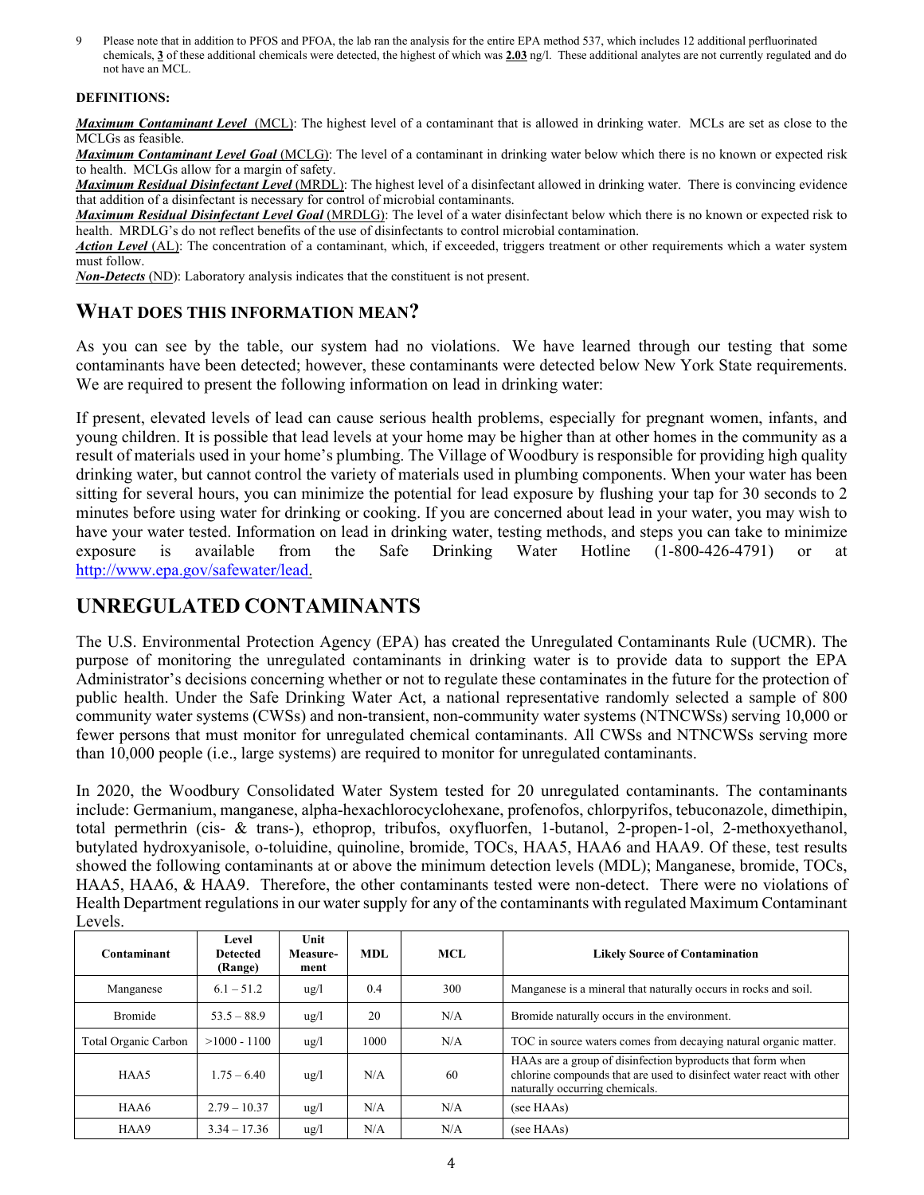9 Please note that in addition to PFOS and PFOA, the lab ran the analysis for the entire EPA method 537, which includes 12 additional perfluorinated chemicals, **3** of these additional chemicals were detected, the highest of which was **2.03** ng/l. These additional analytes are not currently regulated and do not have an MCL.

**DEFINITIONS:**

***Maximum Contaminant Level*** (MCL): The highest level of a contaminant that is allowed in drinking water. MCLs are set as close to the MCLGs as feasible.

***Maximum Contaminant Level Goal*** (MCLG): The level of a contaminant in drinking water below which there is no known or expected risk to health. MCLGs allow for a margin of safety.

***Maximum Residual Disinfectant Level*** (MRDL): The highest level of a disinfectant allowed in drinking water. There is convincing evidence that addition of a disinfectant is necessary for control of microbial contaminants.

***Maximum Residual Disinfectant Level Goal*** (MRDLG): The level of a water disinfectant below which there is no known or expected risk to health. MRDLG's do not reflect benefits of the use of disinfectants to control microbial contamination.

***Action Level*** (AL): The concentration of a contaminant, which, if exceeded, triggers treatment or other requirements which a water system must follow.

***Non-Detects*** (ND): Laboratory analysis indicates that the constituent is not present.

## WHAT DOES THIS INFORMATION MEAN?

As you can see by the table, our system had no violations. We have learned through our testing that some contaminants have been detected; however, these contaminants were detected below New York State requirements. We are required to present the following information on lead in drinking water:

If present, elevated levels of lead can cause serious health problems, especially for pregnant women, infants, and young children. It is possible that lead levels at your home may be higher than at other homes in the community as a result of materials used in your home's plumbing. The Village of Woodbury is responsible for providing high quality drinking water, but cannot control the variety of materials used in plumbing components. When your water has been sitting for several hours, you can minimize the potential for lead exposure by flushing your tap for 30 seconds to 2 minutes before using water for drinking or cooking. If you are concerned about lead in your water, you may wish to have your water tested. Information on lead in drinking water, testing methods, and steps you can take to minimize exposure is available from the Safe Drinking Water Hotline (1-800-426-4791) or at http://www.epa.gov/safewater/lead.

## UNREGULATED CONTAMINANTS

The U.S. Environmental Protection Agency (EPA) has created the Unregulated Contaminants Rule (UCMR). The purpose of monitoring the unregulated contaminants in drinking water is to provide data to support the EPA Administrator's decisions concerning whether or not to regulate these contaminates in the future for the protection of public health. Under the Safe Drinking Water Act, a national representative randomly selected a sample of 800 community water systems (CWSs) and non-transient, non-community water systems (NTNCWSs) serving 10,000 or fewer persons that must monitor for unregulated chemical contaminants. All CWSs and NTNCWSs serving more than 10,000 people (i.e., large systems) are required to monitor for unregulated contaminants.

In 2020, the Woodbury Consolidated Water System tested for 20 unregulated contaminants. The contaminants include: Germanium, manganese, alpha-hexachlorocyclohexane, profenofos, chlorpyrifos, tebuconazole, dimethipin, total permethrin (cis- & trans-), ethoprop, tribufos, oxyfluorfen, 1-butanol, 2-propen-1-ol, 2-methoxyethanol, butylated hydroxyanisole, o-toluidine, quinoline, bromide, TOCs, HAA5, HAA6 and HAA9. Of these, test results showed the following contaminants at or above the minimum detection levels (MDL); Manganese, bromide, TOCs, HAA5, HAA6, & HAA9. Therefore, the other contaminants tested were non-detect. There were no violations of Health Department regulations in our water supply for any of the contaminants with regulated Maximum Contaminant Levels.

| Contaminant | Level Detected (Range) | Unit Measure-ment | MDL | MCL | Likely Source of Contamination |
|---|---|---|---|---|---|
| Manganese | 6.1 – 51.2 | ug/l | 0.4 | 300 | Manganese is a mineral that naturally occurs in rocks and soil. |
| Bromide | 53.5 – 88.9 | ug/l | 20 | N/A | Bromide naturally occurs in the environment. |
| Total Organic Carbon | >1000 - 1100 | ug/l | 1000 | N/A | TOC in source waters comes from decaying natural organic matter. |
| HAA5 | 1.75 – 6.40 | ug/l | N/A | 60 | HAAs are a group of disinfection byproducts that form when chlorine compounds that are used to disinfect water react with other naturally occurring chemicals. |
| HAA6 | 2.79 – 10.37 | ug/l | N/A | N/A | (see HAAs) |
| HAA9 | 3.34 – 17.36 | ug/l | N/A | N/A | (see HAAs) |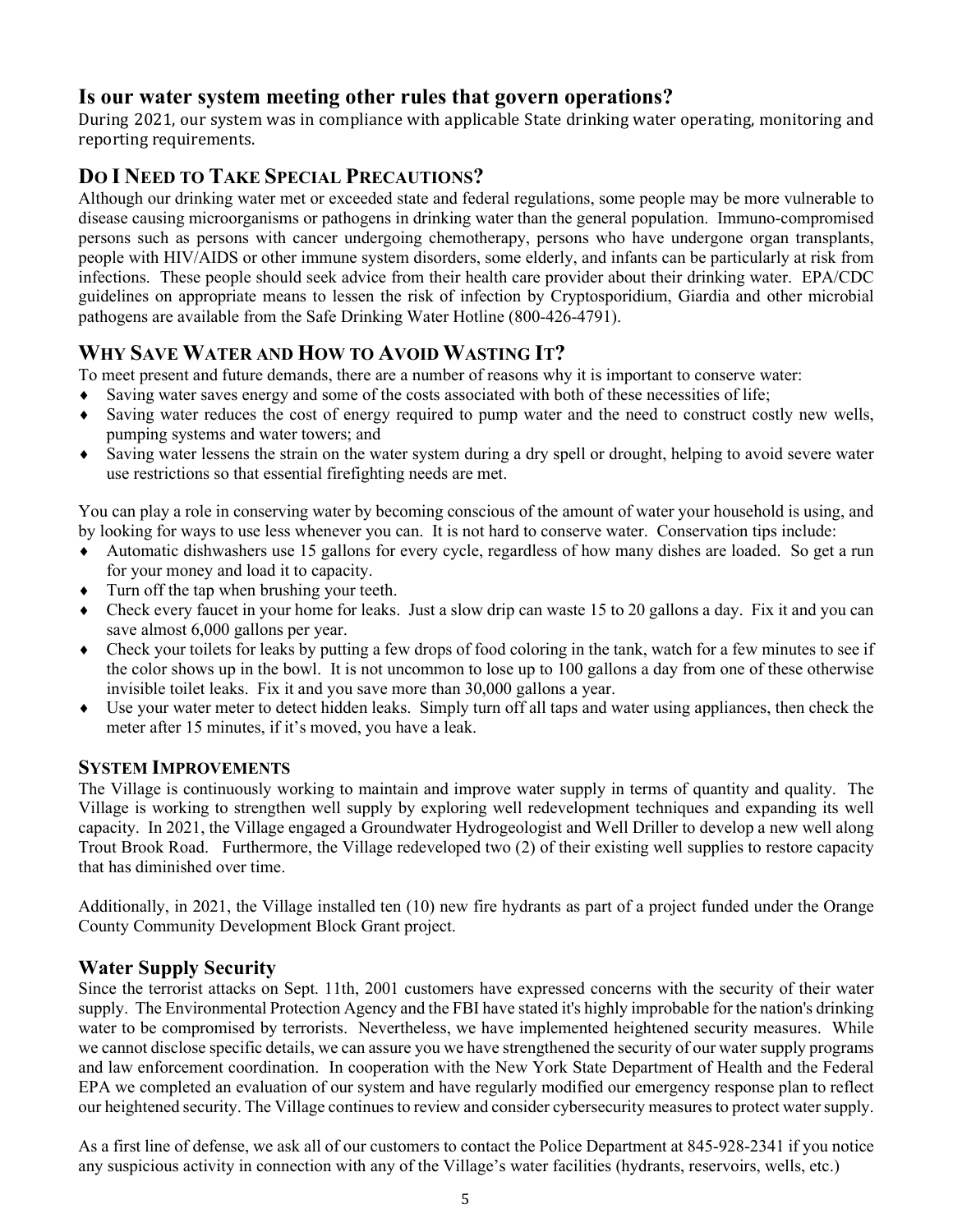## Is our water system meeting other rules that govern operations?

During 2021, our system was in compliance with applicable State drinking water operating, monitoring and reporting requirements.

## DO I NEED TO TAKE SPECIAL PRECAUTIONS?

Although our drinking water met or exceeded state and federal regulations, some people may be more vulnerable to disease causing microorganisms or pathogens in drinking water than the general population. Immuno-compromised persons such as persons with cancer undergoing chemotherapy, persons who have undergone organ transplants, people with HIV/AIDS or other immune system disorders, some elderly, and infants can be particularly at risk from infections. These people should seek advice from their health care provider about their drinking water. EPA/CDC guidelines on appropriate means to lessen the risk of infection by Cryptosporidium, Giardia and other microbial pathogens are available from the Safe Drinking Water Hotline (800-426-4791).

## WHY SAVE WATER AND HOW TO AVOID WASTING IT?

To meet present and future demands, there are a number of reasons why it is important to conserve water:

- Saving water saves energy and some of the costs associated with both of these necessities of life;
- Saving water reduces the cost of energy required to pump water and the need to construct costly new wells, pumping systems and water towers; and
- Saving water lessens the strain on the water system during a dry spell or drought, helping to avoid severe water use restrictions so that essential firefighting needs are met.

You can play a role in conserving water by becoming conscious of the amount of water your household is using, and by looking for ways to use less whenever you can. It is not hard to conserve water. Conservation tips include:

- Automatic dishwashers use 15 gallons for every cycle, regardless of how many dishes are loaded. So get a run for your money and load it to capacity.
- Turn off the tap when brushing your teeth.
- Check every faucet in your home for leaks. Just a slow drip can waste 15 to 20 gallons a day. Fix it and you can save almost 6,000 gallons per year.
- Check your toilets for leaks by putting a few drops of food coloring in the tank, watch for a few minutes to see if the color shows up in the bowl. It is not uncommon to lose up to 100 gallons a day from one of these otherwise invisible toilet leaks. Fix it and you save more than 30,000 gallons a year.
- Use your water meter to detect hidden leaks. Simply turn off all taps and water using appliances, then check the meter after 15 minutes, if it's moved, you have a leak.

### SYSTEM IMPROVEMENTS

The Village is continuously working to maintain and improve water supply in terms of quantity and quality. The Village is working to strengthen well supply by exploring well redevelopment techniques and expanding its well capacity. In 2021, the Village engaged a Groundwater Hydrogeologist and Well Driller to develop a new well along Trout Brook Road. Furthermore, the Village redeveloped two (2) of their existing well supplies to restore capacity that has diminished over time.

Additionally, in 2021, the Village installed ten (10) new fire hydrants as part of a project funded under the Orange County Community Development Block Grant project.

## Water Supply Security

Since the terrorist attacks on Sept. 11th, 2001 customers have expressed concerns with the security of their water supply. The Environmental Protection Agency and the FBI have stated it's highly improbable for the nation's drinking water to be compromised by terrorists. Nevertheless, we have implemented heightened security measures. While we cannot disclose specific details, we can assure you we have strengthened the security of our water supply programs and law enforcement coordination. In cooperation with the New York State Department of Health and the Federal EPA we completed an evaluation of our system and have regularly modified our emergency response plan to reflect our heightened security. The Village continues to review and consider cybersecurity measures to protect water supply.

As a first line of defense, we ask all of our customers to contact the Police Department at 845-928-2341 if you notice any suspicious activity in connection with any of the Village's water facilities (hydrants, reservoirs, wells, etc.)